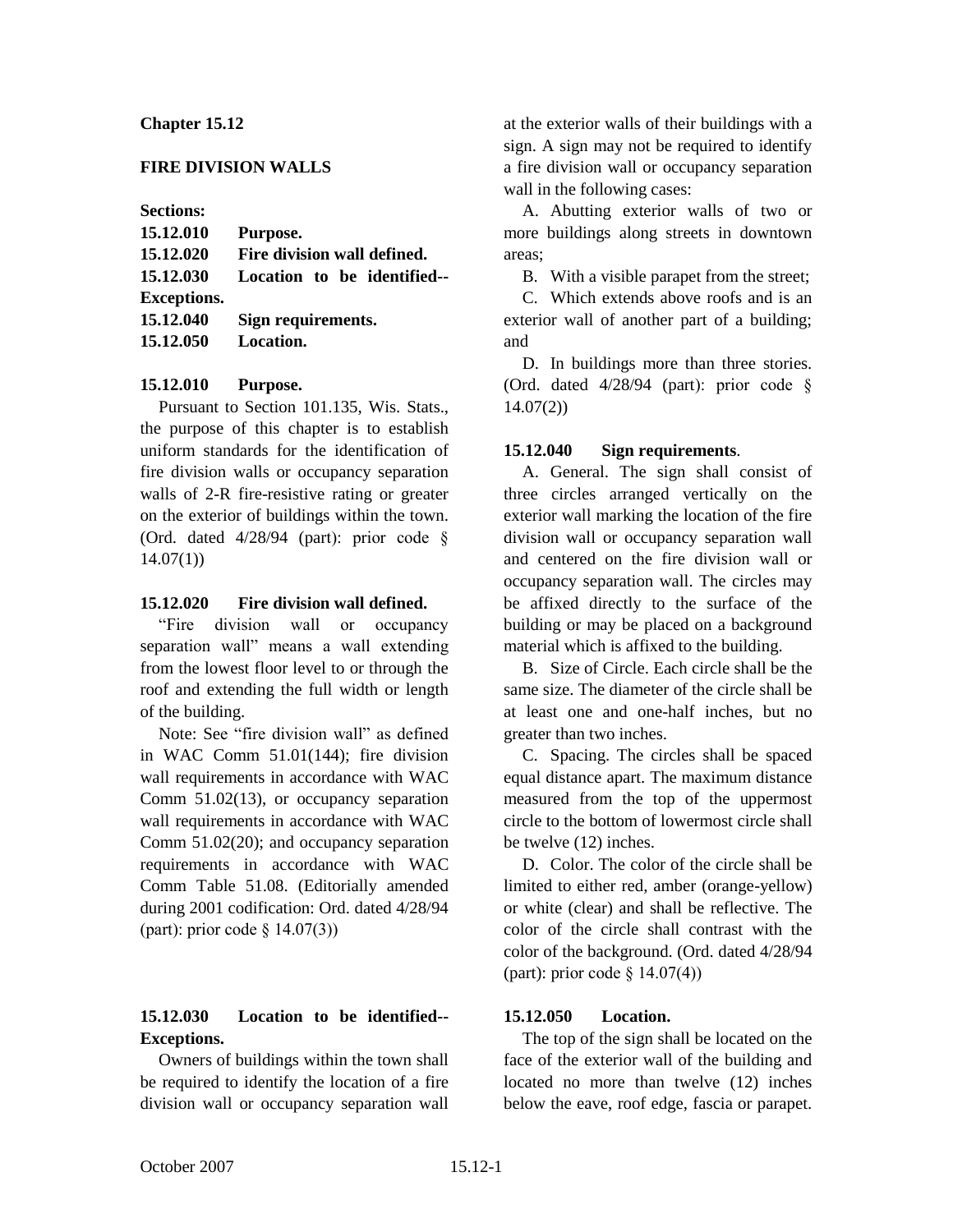**Chapter 15.12**

**FIRE DIVISION WALLS**

**Sections:**

**15.12.010 Purpose.**
**15.12.020 Fire division wall defined.**
**15.12.030 Location to be identified--Exceptions.**
**15.12.040 Sign requirements.**
**15.12.050 Location.**

**15.12.010 Purpose.**

Pursuant to Section 101.135, Wis. Stats., the purpose of this chapter is to establish uniform standards for the identification of fire division walls or occupancy separation walls of 2-R fire-resistive rating or greater on the exterior of buildings within the town. (Ord. dated 4/28/94 (part): prior code § 14.07(1))

**15.12.020 Fire division wall defined.**

"Fire division wall or occupancy separation wall" means a wall extending from the lowest floor level to or through the roof and extending the full width or length of the building.

Note: See "fire division wall" as defined in WAC Comm 51.01(144); fire division wall requirements in accordance with WAC Comm 51.02(13), or occupancy separation wall requirements in accordance with WAC Comm 51.02(20); and occupancy separation requirements in accordance with WAC Comm Table 51.08. (Editorially amended during 2001 codification: Ord. dated 4/28/94 (part): prior code § 14.07(3))

**15.12.030 Location to be identified--Exceptions.**

Owners of buildings within the town shall be required to identify the location of a fire division wall or occupancy separation wall at the exterior walls of their buildings with a sign. A sign may not be required to identify a fire division wall or occupancy separation wall in the following cases:

A. Abutting exterior walls of two or more buildings along streets in downtown areas;

B. With a visible parapet from the street;

C. Which extends above roofs and is an exterior wall of another part of a building; and

D. In buildings more than three stories. (Ord. dated 4/28/94 (part): prior code § 14.07(2))

**15.12.040 Sign requirements.**

A. General. The sign shall consist of three circles arranged vertically on the exterior wall marking the location of the fire division wall or occupancy separation wall and centered on the fire division wall or occupancy separation wall. The circles may be affixed directly to the surface of the building or may be placed on a background material which is affixed to the building.

B. Size of Circle. Each circle shall be the same size. The diameter of the circle shall be at least one and one-half inches, but no greater than two inches.

C. Spacing. The circles shall be spaced equal distance apart. The maximum distance measured from the top of the uppermost circle to the bottom of lowermost circle shall be twelve (12) inches.

D. Color. The color of the circle shall be limited to either red, amber (orange-yellow) or white (clear) and shall be reflective. The color of the circle shall contrast with the color of the background. (Ord. dated 4/28/94 (part): prior code § 14.07(4))

**15.12.050 Location.**

The top of the sign shall be located on the face of the exterior wall of the building and located no more than twelve (12) inches below the eave, roof edge, fascia or parapet.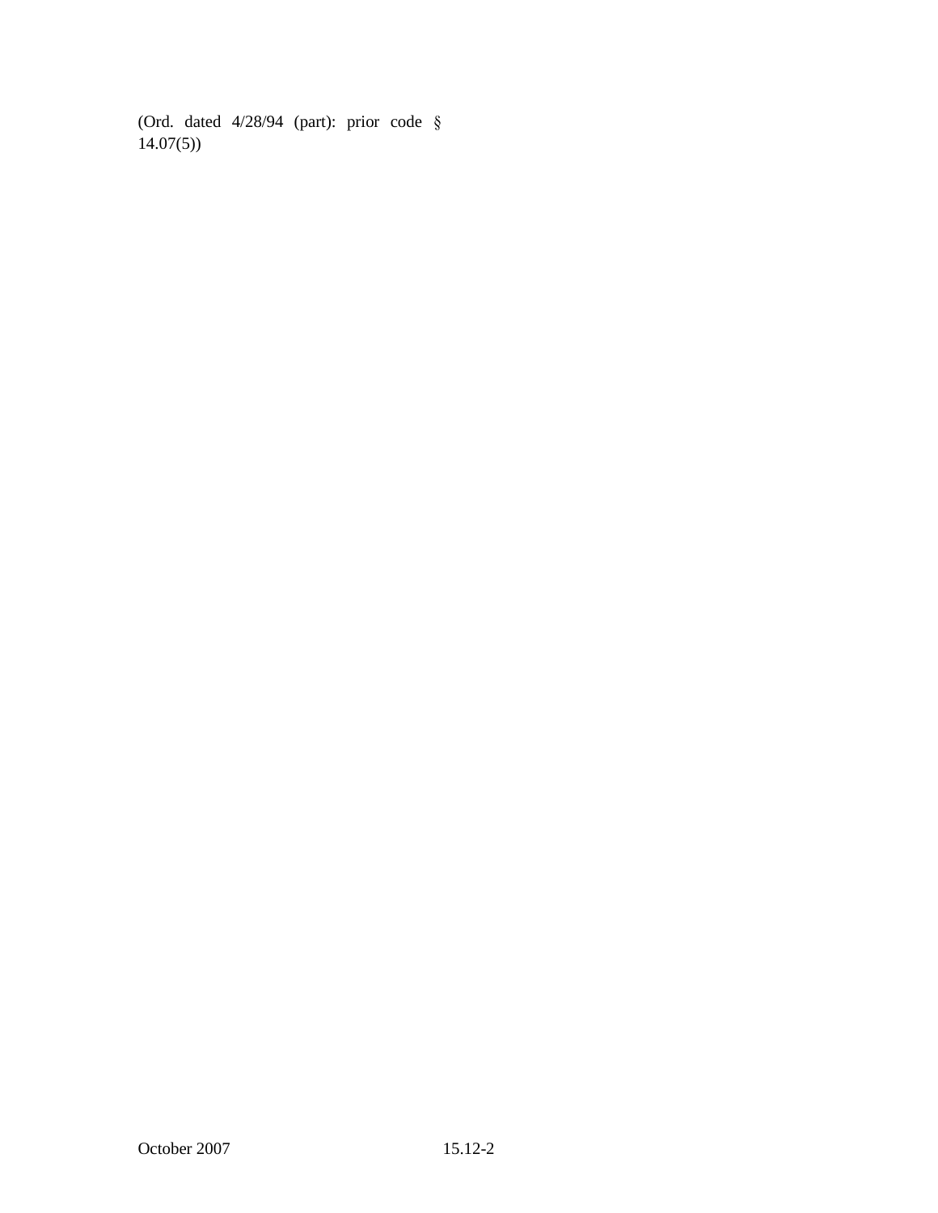(Ord. dated 4/28/94 (part): prior code § 14.07(5))